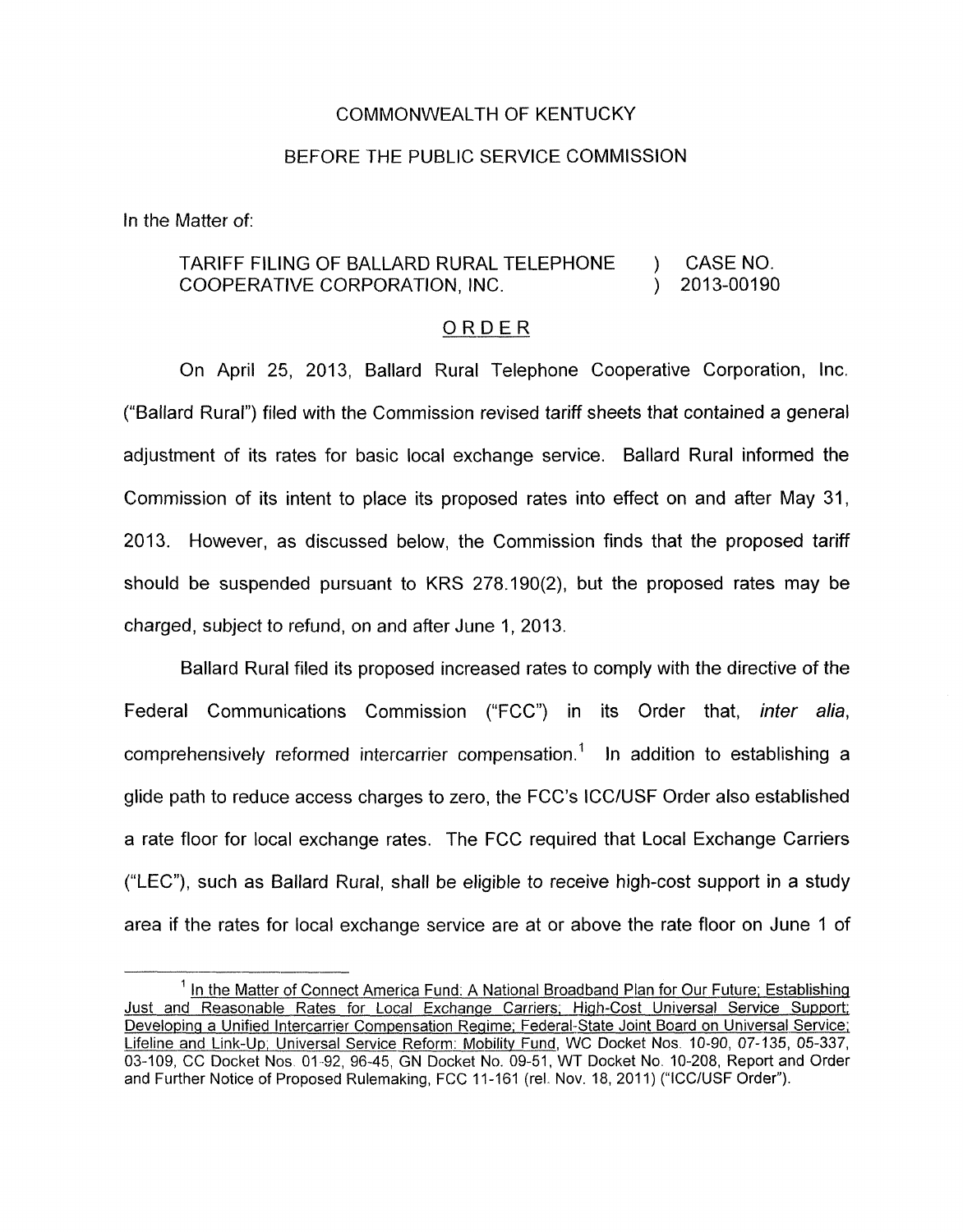COMMONWEALTH OF KENTUCKY

BEFORE THE PUBLIC SERVICE COMMISSION

In the Matter of:

| | | |
|---|---|---|
| TARIFF FILING OF BALLARD RURAL TELEPHONE COOPERATIVE CORPORATION, INC. | ) ) | CASE NO. 2013-00190 |

## ORDER

On April 25, 2013, Ballard Rural Telephone Cooperative Corporation, Inc. ("Ballard Rural") filed with the Commission revised tariff sheets that contained a general adjustment of its rates for basic local exchange service. Ballard Rural informed the Commission of its intent to place its proposed rates into effect on and after May 31, 2013. However, as discussed below, the Commission finds that the proposed tariff should be suspended pursuant to KRS 278.190(2), but the proposed rates may be charged, subject to refund, on and after June 1, 2013.

Ballard Rural filed its proposed increased rates to comply with the directive of the Federal Communications Commission ("FCC") in its Order that, *inter alia*, comprehensively reformed intercarrier compensation.[1] In addition to establishing a glide path to reduce access charges to zero, the FCC's ICC/USF Order also established a rate floor for local exchange rates. The FCC required that Local Exchange Carriers ("LEC"), such as Ballard Rural, shall be eligible to receive high-cost support in a study area if the rates for local exchange service are at or above the rate floor on June 1 of

[1] In the Matter of Connect America Fund: A National Broadband Plan for Our Future; Establishing Just and Reasonable Rates for Local Exchange Carriers; High-Cost Universal Service Support; Developing a Unified Intercarrier Compensation Regime; Federal-State Joint Board on Universal Service; Lifeline and Link-Up; Universal Service Reform: Mobility Fund, WC Docket Nos. 10-90, 07-135, 05-337, 03-109, CC Docket Nos. 01-92, 96-45, GN Docket No. 09-51, WT Docket No. 10-208, Report and Order and Further Notice of Proposed Rulemaking, FCC 11-161 (rel. Nov. 18, 2011) ("ICC/USF Order").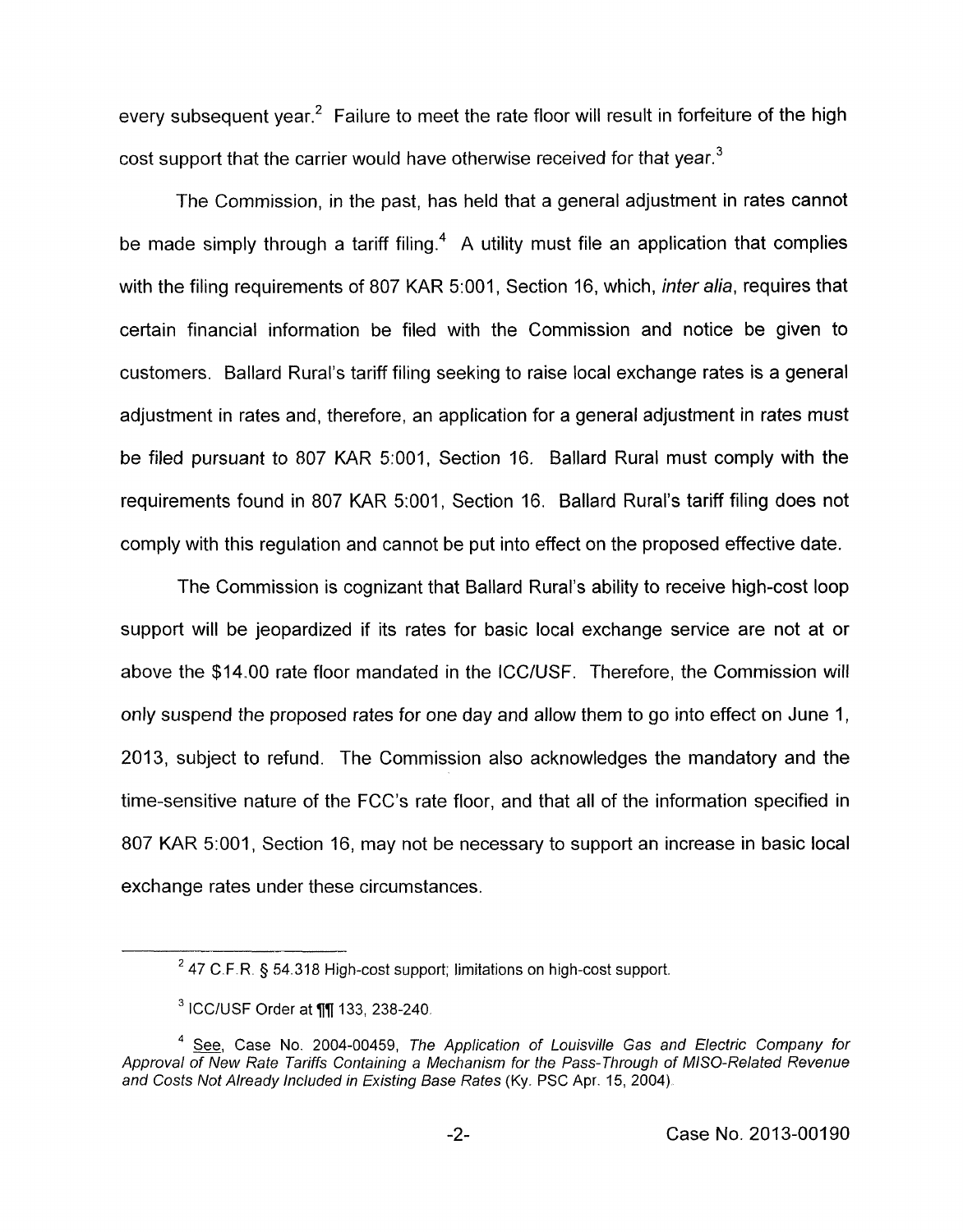every subsequent year.[2] Failure to meet the rate floor will result in forfeiture of the high cost support that the carrier would have otherwise received for that year.[3]

The Commission, in the past, has held that a general adjustment in rates cannot be made simply through a tariff filing.[4] A utility must file an application that complies with the filing requirements of 807 KAR 5:001, Section 16, which, *inter alia*, requires that certain financial information be filed with the Commission and notice be given to customers. Ballard Rural's tariff filing seeking to raise local exchange rates is a general adjustment in rates and, therefore, an application for a general adjustment in rates must be filed pursuant to 807 KAR 5:001, Section 16. Ballard Rural must comply with the requirements found in 807 KAR 5:001, Section 16. Ballard Rural's tariff filing does not comply with this regulation and cannot be put into effect on the proposed effective date.

The Commission is cognizant that Ballard Rural's ability to receive high-cost loop support will be jeopardized if its rates for basic local exchange service are not at or above the $14.00 rate floor mandated in the ICC/USF. Therefore, the Commission will only suspend the proposed rates for one day and allow them to go into effect on June 1, 2013, subject to refund. The Commission also acknowledges the mandatory and the time-sensitive nature of the FCC's rate floor, and that all of the information specified in 807 KAR 5:001, Section 16, may not be necessary to support an increase in basic local exchange rates under these circumstances.

---

[2] 47 C.F.R. § 54.318 High-cost support; limitations on high-cost support.

[3] ICC/USF Order at ¶¶ 133, 238-240.

[4] See, Case No. 2004-00459, *The Application of Louisville Gas and Electric Company for Approval of New Rate Tariffs Containing a Mechanism for the Pass-Through of MISO-Related Revenue and Costs Not Already Included in Existing Base Rates* (Ky. PSC Apr. 15, 2004).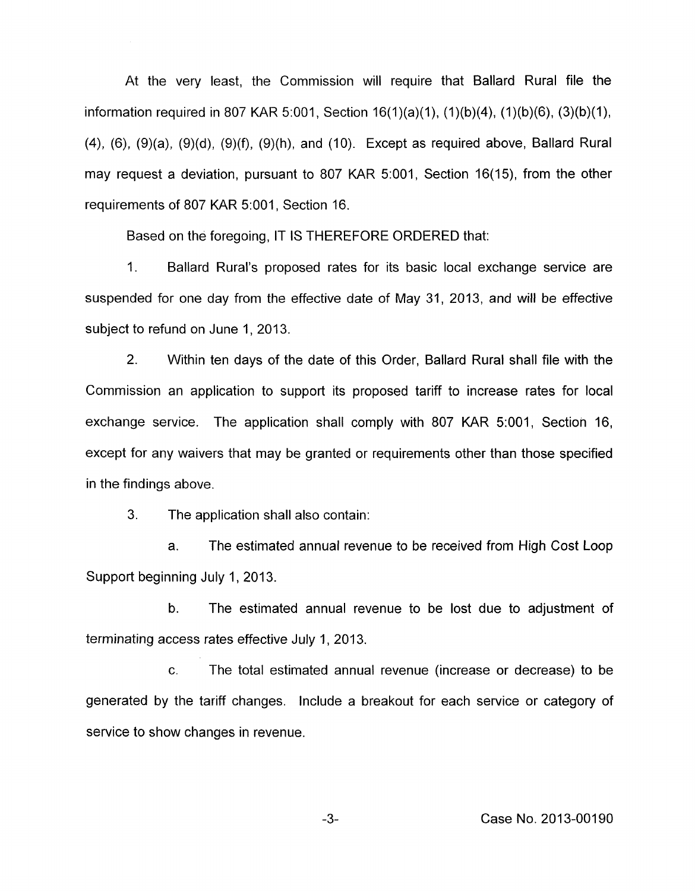At the very least, the Commission will require that Ballard Rural file the information required in 807 KAR 5:001, Section 16(1)(a)(1), (1)(b)(4), (1)(b)(6), (3)(b)(1), (4), (6), (9)(a), (9)(d), (9)(f), (9)(h), and (10). Except as required above, Ballard Rural may request a deviation, pursuant to 807 KAR 5:001, Section 16(15), from the other requirements of 807 KAR 5:001, Section 16.

Based on the foregoing, IT IS THEREFORE ORDERED that:

1. Ballard Rural's proposed rates for its basic local exchange service are suspended for one day from the effective date of May 31, 2013, and will be effective subject to refund on June 1, 2013.

2. Within ten days of the date of this Order, Ballard Rural shall file with the Commission an application to support its proposed tariff to increase rates for local exchange service. The application shall comply with 807 KAR 5:001, Section 16, except for any waivers that may be granted or requirements other than those specified in the findings above.

3. The application shall also contain:

   a. The estimated annual revenue to be received from High Cost Loop Support beginning July 1, 2013.

   b. The estimated annual revenue to be lost due to adjustment of terminating access rates effective July 1, 2013.

   c. The total estimated annual revenue (increase or decrease) to be generated by the tariff changes. Include a breakout for each service or category of service to show changes in revenue.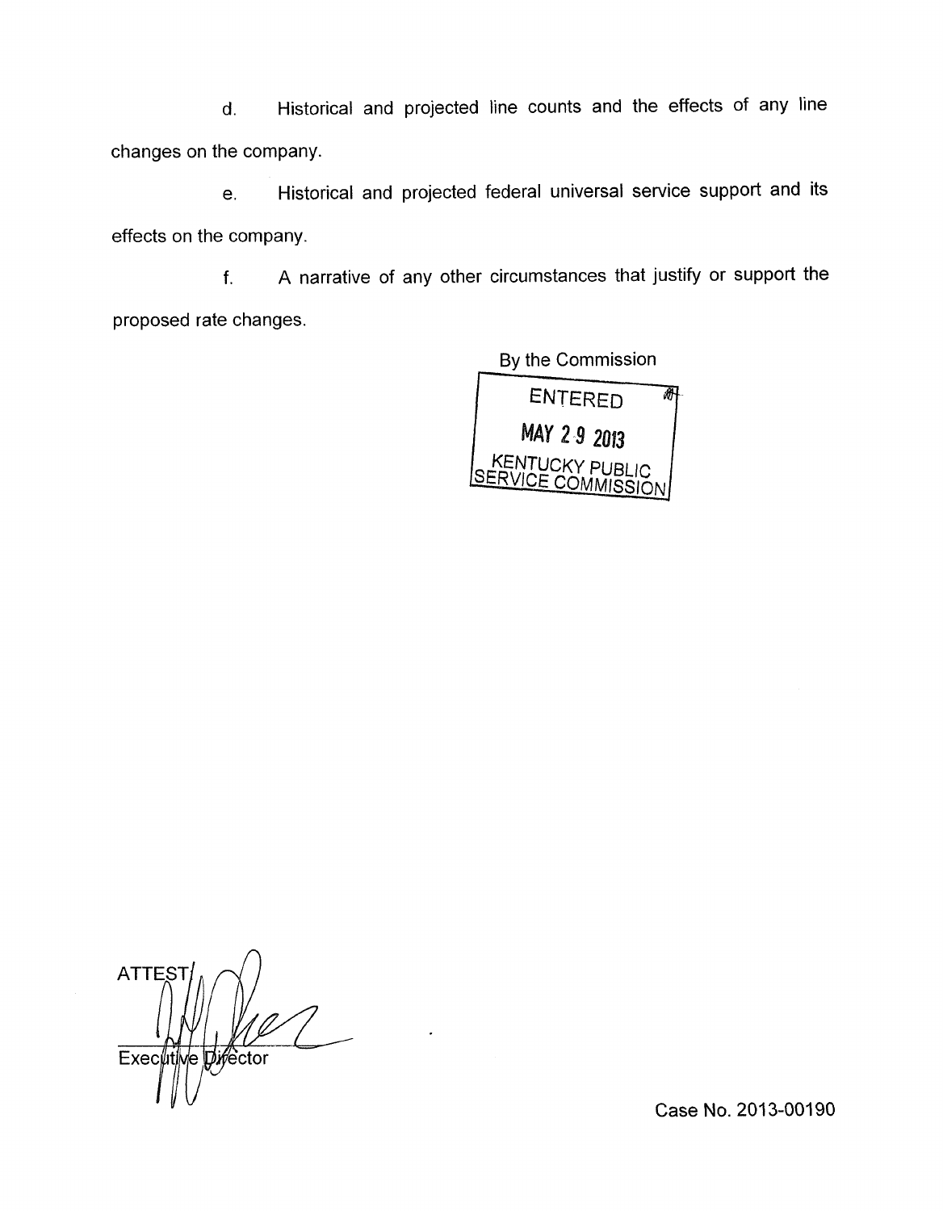d. Historical and projected line counts and the effects of any line changes on the company.

e. Historical and projected federal universal service support and its effects on the company.

f. A narrative of any other circumstances that justify or support the proposed rate changes.

By the Commission

ENTERED

MAY 29 2013

KENTUCKY PUBLIC SERVICE COMMISSION

ATTEST

Executive Director

Case No. 2013-00190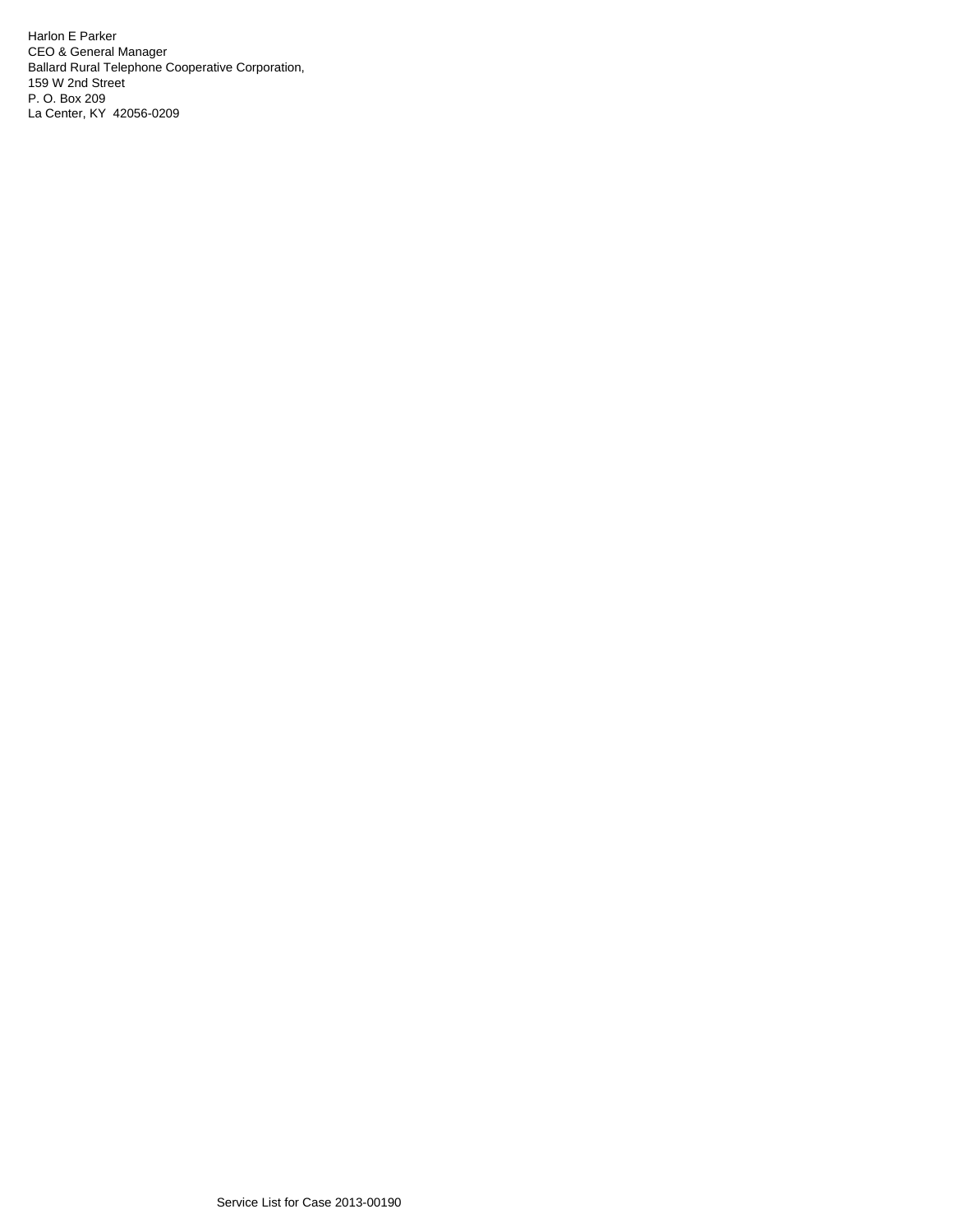Harlon E Parker
CEO & General Manager
Ballard Rural Telephone Cooperative Corporation,
159 W 2nd Street
P. O. Box 209
La Center, KY  42056-0209